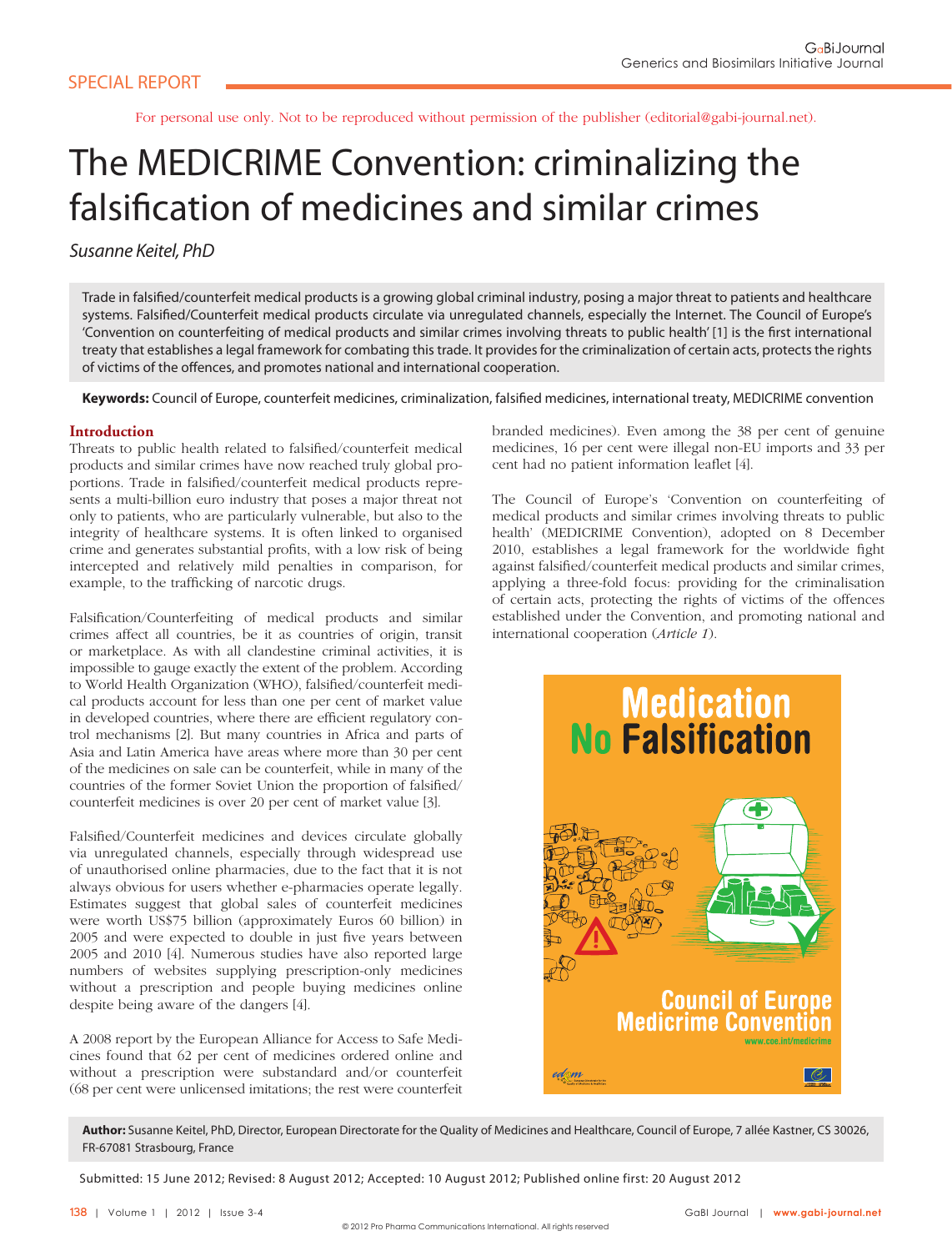SPECIAL REPORT

For personal use only. Not to be reproduced without permission of the publisher (editorial@gabi-journal.net).

# The MEDICRIME Convention: criminalizing the falsification of medicines and similar crimes

*Susanne Keitel, PhD*

Trade in falsified/counterfeit medical products is a growing global criminal industry, posing a major threat to patients and healthcare systems. Falsified/Counterfeit medical products circulate via unregulated channels, especially the Internet. The Council of Europe's 'Convention on counterfeiting of medical products and similar crimes involving threats to public health' [1] is the first international treaty that establishes a legal framework for combating this trade. It provides for the criminalization of certain acts, protects the rights of victims of the offences, and promotes national and international cooperation.

**Keywords:** Council of Europe, counterfeit medicines, criminalization, falsified medicines, international treaty, MEDICRIME convention

## Introduction

Threats to public health related to falsified/counterfeit medical products and similar crimes have now reached truly global proportions. Trade in falsified/counterfeit medical products represents a multi-billion euro industry that poses a major threat not only to patients, who are particularly vulnerable, but also to the integrity of healthcare systems. It is often linked to organised crime and generates substantial profits, with a low risk of being intercepted and relatively mild penalties in comparison, for example, to the trafficking of narcotic drugs.

Falsification/Counterfeiting of medical products and similar crimes affect all countries, be it as countries of origin, transit or marketplace. As with all clandestine criminal activities, it is impossible to gauge exactly the extent of the problem. According to World Health Organization (WHO), falsified/counterfeit medical products account for less than one per cent of market value in developed countries, where there are efficient regulatory control mechanisms [2]. But many countries in Africa and parts of Asia and Latin America have areas where more than 30 per cent of the medicines on sale can be counterfeit, while in many of the countries of the former Soviet Union the proportion of falsified/counterfeit medicines is over 20 per cent of market value [3].

Falsified/Counterfeit medicines and devices circulate globally via unregulated channels, especially through widespread use of unauthorised online pharmacies, due to the fact that it is not always obvious for users whether e-pharmacies operate legally. Estimates suggest that global sales of counterfeit medicines were worth US$75 billion (approximately Euros 60 billion) in 2005 and were expected to double in just five years between 2005 and 2010 [4]. Numerous studies have also reported large numbers of websites supplying prescription-only medicines without a prescription and people buying medicines online despite being aware of the dangers [4].

A 2008 report by the European Alliance for Access to Safe Medicines found that 62 per cent of medicines ordered online and without a prescription were substandard and/or counterfeit (68 per cent were unlicensed imitations; the rest were counterfeit branded medicines). Even among the 38 per cent of genuine medicines, 16 per cent were illegal non-EU imports and 33 per cent had no patient information leaflet [4].

The Council of Europe's 'Convention on counterfeiting of medical products and similar crimes involving threats to public health' (MEDICRIME Convention), adopted on 8 December 2010, establishes a legal framework for the worldwide fight against falsified/counterfeit medical products and similar crimes, applying a three-fold focus: providing for the criminalisation of certain acts, protecting the rights of victims of the offences established under the Convention, and promoting national and international cooperation (*Article 1*).

**Author:** Susanne Keitel, PhD, Director, European Directorate for the Quality of Medicines and Healthcare, Council of Europe, 7 allée Kastner, CS 30026, FR-67081 Strasbourg, France

Submitted: 15 June 2012; Revised: 8 August 2012; Accepted: 10 August 2012; Published online first: 20 August 2012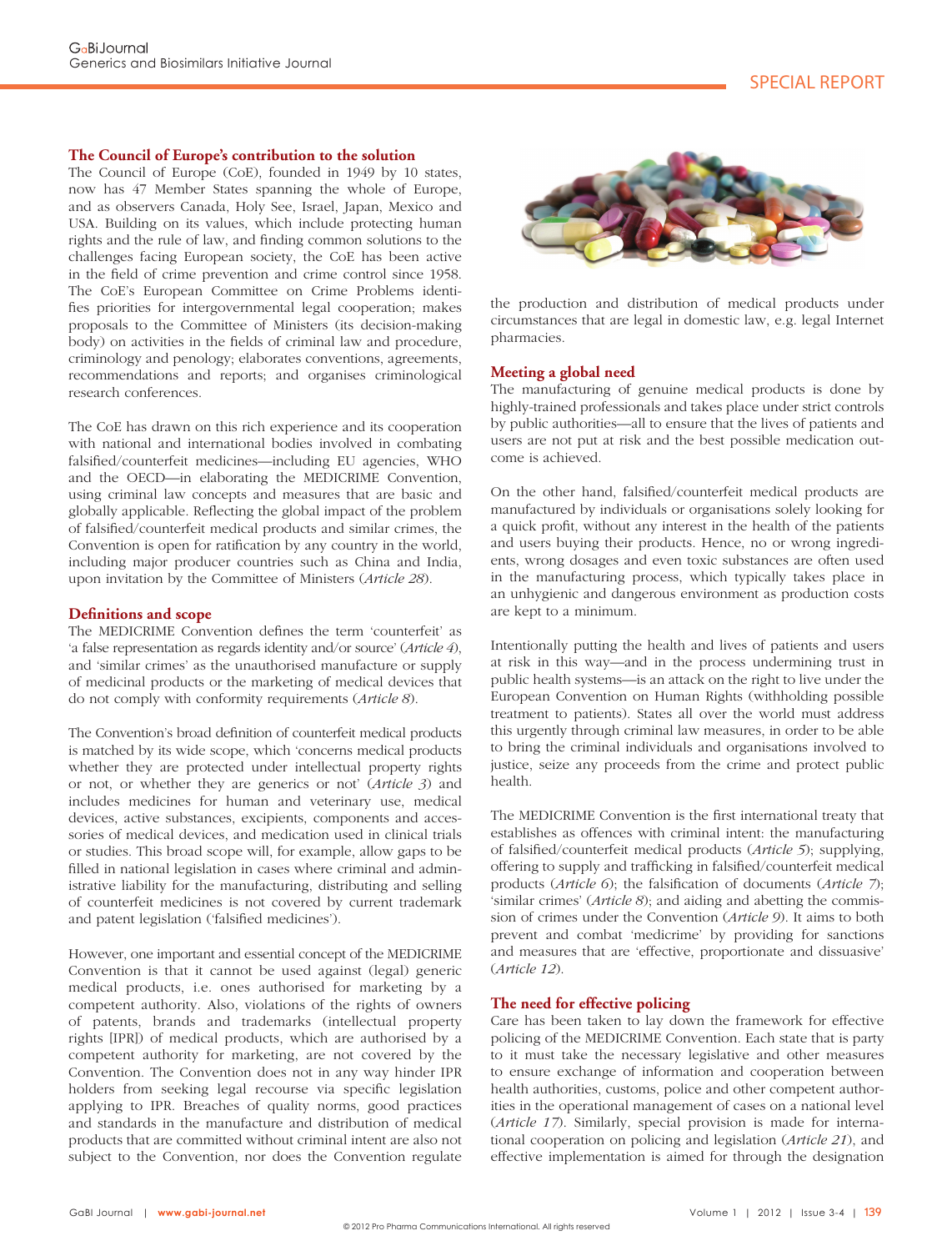## The Council of Europe's contribution to the solution

The Council of Europe (CoE), founded in 1949 by 10 states, now has 47 Member States spanning the whole of Europe, and as observers Canada, Holy See, Israel, Japan, Mexico and USA. Building on its values, which include protecting human rights and the rule of law, and finding common solutions to the challenges facing European society, the CoE has been active in the field of crime prevention and crime control since 1958. The CoE's European Committee on Crime Problems identifies priorities for intergovernmental legal cooperation; makes proposals to the Committee of Ministers (its decision-making body) on activities in the fields of criminal law and procedure, criminology and penology; elaborates conventions, agreements, recommendations and reports; and organises criminological research conferences.

The CoE has drawn on this rich experience and its cooperation with national and international bodies involved in combating falsified/counterfeit medicines—including EU agencies, WHO and the OECD—in elaborating the MEDICRIME Convention, using criminal law concepts and measures that are basic and globally applicable. Reflecting the global impact of the problem of falsified/counterfeit medical products and similar crimes, the Convention is open for ratification by any country in the world, including major producer countries such as China and India, upon invitation by the Committee of Ministers (*Article 28*).

## Definitions and scope

The MEDICRIME Convention defines the term 'counterfeit' as 'a false representation as regards identity and/or source' (*Article 4*), and 'similar crimes' as the unauthorised manufacture or supply of medicinal products or the marketing of medical devices that do not comply with conformity requirements (*Article 8*).

The Convention's broad definition of counterfeit medical products is matched by its wide scope, which 'concerns medical products whether they are protected under intellectual property rights or not, or whether they are generics or not' (*Article 3*) and includes medicines for human and veterinary use, medical devices, active substances, excipients, components and accessories of medical devices, and medication used in clinical trials or studies. This broad scope will, for example, allow gaps to be filled in national legislation in cases where criminal and administrative liability for the manufacturing, distributing and selling of counterfeit medicines is not covered by current trademark and patent legislation ('falsified medicines').

However, one important and essential concept of the MEDICRIME Convention is that it cannot be used against (legal) generic medical products, i.e. ones authorised for marketing by a competent authority. Also, violations of the rights of owners of patents, brands and trademarks (intellectual property rights [IPR]) of medical products, which are authorised by a competent authority for marketing, are not covered by the Convention. The Convention does not in any way hinder IPR holders from seeking legal recourse via specific legislation applying to IPR. Breaches of quality norms, good practices and standards in the manufacture and distribution of medical products that are committed without criminal intent are also not subject to the Convention, nor does the Convention regulate the production and distribution of medical products under circumstances that are legal in domestic law, e.g. legal Internet pharmacies.

## Meeting a global need

The manufacturing of genuine medical products is done by highly-trained professionals and takes place under strict controls by public authorities—all to ensure that the lives of patients and users are not put at risk and the best possible medication outcome is achieved.

On the other hand, falsified/counterfeit medical products are manufactured by individuals or organisations solely looking for a quick profit, without any interest in the health of the patients and users buying their products. Hence, no or wrong ingredients, wrong dosages and even toxic substances are often used in the manufacturing process, which typically takes place in an unhygienic and dangerous environment as production costs are kept to a minimum.

Intentionally putting the health and lives of patients and users at risk in this way—and in the process undermining trust in public health systems—is an attack on the right to live under the European Convention on Human Rights (withholding possible treatment to patients). States all over the world must address this urgently through criminal law measures, in order to be able to bring the criminal individuals and organisations involved to justice, seize any proceeds from the crime and protect public health.

The MEDICRIME Convention is the first international treaty that establishes as offences with criminal intent: the manufacturing of falsified/counterfeit medical products (*Article 5*); supplying, offering to supply and trafficking in falsified/counterfeit medical products (*Article 6*); the falsification of documents (*Article 7*); 'similar crimes' (*Article 8*); and aiding and abetting the commission of crimes under the Convention (*Article 9*). It aims to both prevent and combat 'medicrime' by providing for sanctions and measures that are 'effective, proportionate and dissuasive' (*Article 12*).

## The need for effective policing

Care has been taken to lay down the framework for effective policing of the MEDICRIME Convention. Each state that is party to it must take the necessary legislative and other measures to ensure exchange of information and cooperation between health authorities, customs, police and other competent authorities in the operational management of cases on a national level (*Article 17*). Similarly, special provision is made for international cooperation on policing and legislation (*Article 21*), and effective implementation is aimed for through the designation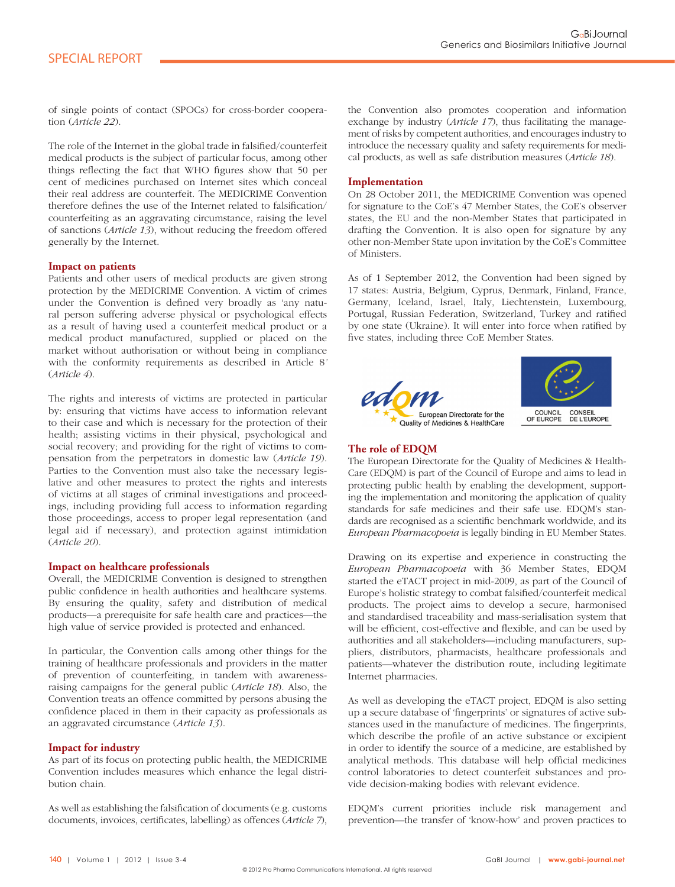of single points of contact (SPOCs) for cross-border cooperation (*Article 22*).

The role of the Internet in the global trade in falsified/counterfeit medical products is the subject of particular focus, among other things reflecting the fact that WHO figures show that 50 per cent of medicines purchased on Internet sites which conceal their real address are counterfeit. The MEDICRIME Convention therefore defines the use of the Internet related to falsification/counterfeiting as an aggravating circumstance, raising the level of sanctions (*Article 13*), without reducing the freedom offered generally by the Internet.

### Impact on patients

Patients and other users of medical products are given strong protection by the MEDICRIME Convention. A victim of crimes under the Convention is defined very broadly as 'any natural person suffering adverse physical or psychological effects as a result of having used a counterfeit medical product or a medical product manufactured, supplied or placed on the market without authorisation or without being in compliance with the conformity requirements as described in Article 8' (*Article 4*).

The rights and interests of victims are protected in particular by: ensuring that victims have access to information relevant to their case and which is necessary for the protection of their health; assisting victims in their physical, psychological and social recovery; and providing for the right of victims to compensation from the perpetrators in domestic law (*Article 19*). Parties to the Convention must also take the necessary legislative and other measures to protect the rights and interests of victims at all stages of criminal investigations and proceedings, including providing full access to information regarding those proceedings, access to proper legal representation (and legal aid if necessary), and protection against intimidation (*Article 20*).

### Impact on healthcare professionals

Overall, the MEDICRIME Convention is designed to strengthen public confidence in health authorities and healthcare systems. By ensuring the quality, safety and distribution of medical products—a prerequisite for safe health care and practices—the high value of service provided is protected and enhanced.

In particular, the Convention calls among other things for the training of healthcare professionals and providers in the matter of prevention of counterfeiting, in tandem with awareness-raising campaigns for the general public (*Article 18*). Also, the Convention treats an offence committed by persons abusing the confidence placed in them in their capacity as professionals as an aggravated circumstance (*Article 13*).

### Impact for industry

As part of its focus on protecting public health, the MEDICRIME Convention includes measures which enhance the legal distribution chain.

As well as establishing the falsification of documents (e.g. customs documents, invoices, certificates, labelling) as offences (*Article 7*), the Convention also promotes cooperation and information exchange by industry (*Article 17*), thus facilitating the management of risks by competent authorities, and encourages industry to introduce the necessary quality and safety requirements for medical products, as well as safe distribution measures (*Article 18*).

### Implementation

On 28 October 2011, the MEDICRIME Convention was opened for signature to the CoE's 47 Member States, the CoE's observer states, the EU and the non-Member States that participated in drafting the Convention. It is also open for signature by any other non-Member State upon invitation by the CoE's Committee of Ministers.

As of 1 September 2012, the Convention had been signed by 17 states: Austria, Belgium, Cyprus, Denmark, Finland, France, Germany, Iceland, Israel, Italy, Liechtenstein, Luxembourg, Portugal, Russian Federation, Switzerland, Turkey and ratified by one state (Ukraine). It will enter into force when ratified by five states, including three CoE Member States.

### The role of EDQM

The European Directorate for the Quality of Medicines & HealthCare (EDQM) is part of the Council of Europe and aims to lead in protecting public health by enabling the development, supporting the implementation and monitoring the application of quality standards for safe medicines and their safe use. EDQM's standards are recognised as a scientific benchmark worldwide, and its *European Pharmacopoeia* is legally binding in EU Member States.

Drawing on its expertise and experience in constructing the *European Pharmacopoeia* with 36 Member States, EDQM started the eTACT project in mid-2009, as part of the Council of Europe's holistic strategy to combat falsified/counterfeit medical products. The project aims to develop a secure, harmonised and standardised traceability and mass-serialisation system that will be efficient, cost-effective and flexible, and can be used by authorities and all stakeholders—including manufacturers, suppliers, distributors, pharmacists, healthcare professionals and patients—whatever the distribution route, including legitimate Internet pharmacies.

As well as developing the eTACT project, EDQM is also setting up a secure database of 'fingerprints' or signatures of active substances used in the manufacture of medicines. The fingerprints, which describe the profile of an active substance or excipient in order to identify the source of a medicine, are established by analytical methods. This database will help official medicines control laboratories to detect counterfeit substances and provide decision-making bodies with relevant evidence.

EDQM's current priorities include risk management and prevention—the transfer of 'know-how' and proven practices to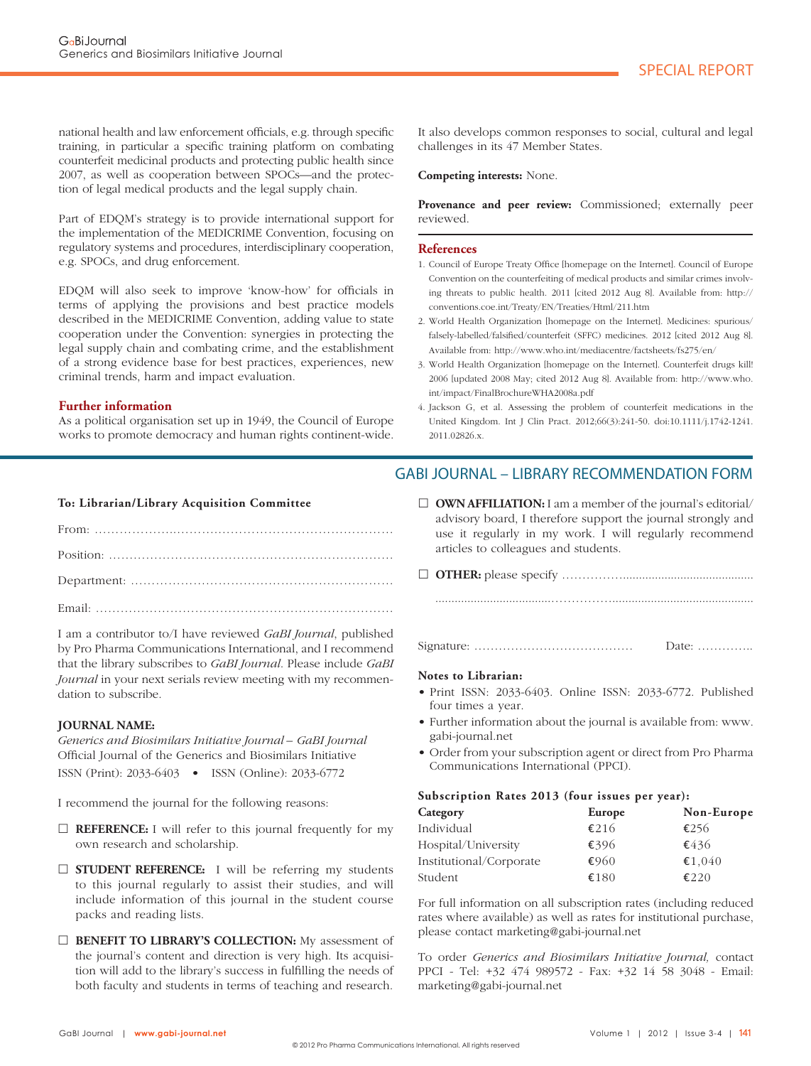national health and law enforcement officials, e.g. through specific training, in particular a specific training platform on combating counterfeit medicinal products and protecting public health since 2007, as well as cooperation between SPOCs—and the protection of legal medical products and the legal supply chain.

Part of EDQM's strategy is to provide international support for the implementation of the MEDICRIME Convention, focusing on regulatory systems and procedures, interdisciplinary cooperation, e.g. SPOCs, and drug enforcement.

EDQM will also seek to improve 'know-how' for officials in terms of applying the provisions and best practice models described in the MEDICRIME Convention, adding value to state cooperation under the Convention: synergies in protecting the legal supply chain and combating crime, and the establishment of a strong evidence base for best practices, experiences, new criminal trends, harm and impact evaluation.

## Further information

As a political organisation set up in 1949, the Council of Europe works to promote democracy and human rights continent-wide. It also develops common responses to social, cultural and legal challenges in its 47 Member States.

**Competing interests:** None.

**Provenance and peer review:** Commissioned; externally peer reviewed.

## References

1. Council of Europe Treaty Office [homepage on the Internet]. Council of Europe Convention on the counterfeiting of medical products and similar crimes involving threats to public health. 2011 [cited 2012 Aug 8]. Available from: http://conventions.coe.int/Treaty/EN/Treaties/Html/211.htm
2. World Health Organization [homepage on the Internet]. Medicines: spurious/falsely-labelled/falsified/counterfeit (SFFC) medicines. 2012 [cited 2012 Aug 8]. Available from: http://www.who.int/mediacentre/factsheets/fs275/en/
3. World Health Organization [homepage on the Internet]. Counterfeit drugs kill! 2006 [updated 2008 May; cited 2012 Aug 8]. Available from: http://www.who.int/impact/FinalBrochureWHA2008a.pdf
4. Jackson G, et al. Assessing the problem of counterfeit medications in the United Kingdom. Int J Clin Pract. 2012;66(3):241-50. doi:10.1111/j.1742-1241.2011.02826.x.

# GABI JOURNAL – LIBRARY RECOMMENDATION FORM

**To: Librarian/Library Acquisition Committee**

From: ……………………………………………………………………

Position: …………………………………………………………………

Department: ……………………………………………………………

Email: ……………………………………………………………………

I am a contributor to/I have reviewed *GaBI Journal*, published by Pro Pharma Communications International, and I recommend that the library subscribes to *GaBI Journal*. Please include *GaBI Journal* in your next serials review meeting with my recommendation to subscribe.

**JOURNAL NAME:**
*Generics and Biosimilars Initiative Journal – GaBI Journal*
Official Journal of the Generics and Biosimilars Initiative
ISSN (Print): 2033-6403 • ISSN (Online): 2033-6772

I recommend the journal for the following reasons:

☐ **REFERENCE:** I will refer to this journal frequently for my own research and scholarship.

☐ **STUDENT REFERENCE:** I will be referring my students to this journal regularly to assist their studies, and will include information of this journal in the student course packs and reading lists.

☐ **BENEFIT TO LIBRARY'S COLLECTION:** My assessment of the journal's content and direction is very high. Its acquisition will add to the library's success in fulfilling the needs of both faculty and students in terms of teaching and research.

☐ **OWN AFFILIATION:** I am a member of the journal's editorial/advisory board, I therefore support the journal strongly and use it regularly in my work. I will regularly recommend articles to colleagues and students.

☐ **OTHER:** please specify ……………………………………………………

……………………………………………………………………………………

Signature: ………………………………… Date: …………..

**Notes to Librarian:**

- Print ISSN: 2033-6403. Online ISSN: 2033-6772. Published four times a year.
- Further information about the journal is available from: www.gabi-journal.net
- Order from your subscription agent or direct from Pro Pharma Communications International (PPCI).

**Subscription Rates 2013 (four issues per year):**

| Category | Europe | Non-Europe |
|---|---|---|
| Individual | €216 | €256 |
| Hospital/University | €396 | €436 |
| Institutional/Corporate | €960 | €1,040 |
| Student | €180 | €220 |

For full information on all subscription rates (including reduced rates where available) as well as rates for institutional purchase, please contact marketing@gabi-journal.net

To order *Generics and Biosimilars Initiative Journal,* contact PPCI - Tel: +32 474 989572 - Fax: +32 14 58 3048 - Email: marketing@gabi-journal.net

© 2012 Pro Pharma Communications International. All rights reserved